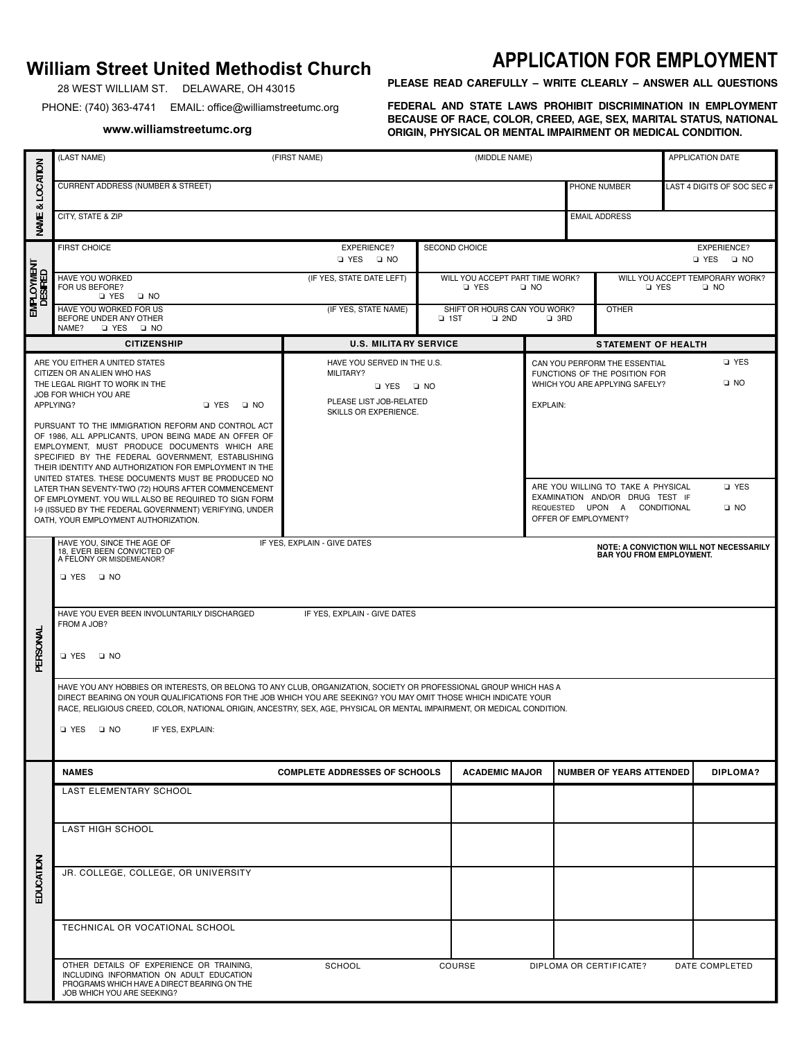# William Street United Methodist Church

28 WEST WILLIAM ST. DELAWARE, OH 43015

PHONE: (740) 363-4741 EMAIL: office@williamstreetumc.org

**www.williamstreetumc.org**

# APPLICATION FOR EMPLOYMENT

**PLEASE READ CAREFULLY – WRITE CLEARLY – ANSWER ALL QUESTIONS**

**FEDERAL AND STATE LAWS PROHIBIT DISCRIMINATION IN EMPLOYMENT BECAUSE OF RACE, COLOR, CREED, AGE, SEX, MARITAL STATUS, NATIONAL ORIGIN, PHYSICAL OR MENTAL IMPAIRMENT OR MEDICAL CONDITION.**

## NAME & LOCATION

| (LAST NAME) | (FIRST NAME) | (MIDDLE NAME) | APPLICATION DATE |
|---|---|---|---|
| | | | |

| CURRENT ADDRESS (NUMBER & STREET) | PHONE NUMBER | LAST 4 DIGITS OF SOC SEC # |
|---|---|---|
| | | |

| CITY, STATE & ZIP | EMAIL ADDRESS |
|---|---|
| | |

## EMPLOYMENT DESIRED

| FIRST CHOICE | EXPERIENCE? ❑ YES ❑ NO | SECOND CHOICE | EXPERIENCE? ❑ YES ❑ NO |
|---|---|---|---|
| HAVE YOU WORKED FOR US BEFORE? ❑ YES ❑ NO | (IF YES, STATE DATE LEFT) | WILL YOU ACCEPT PART TIME WORK? ❑ YES ❑ NO | WILL YOU ACCEPT TEMPORARY WORK? ❑ YES ❑ NO |
| HAVE YOU WORKED FOR US BEFORE UNDER ANY OTHER NAME? ❑ YES ❑ NO | (IF YES, STATE NAME) | SHIFT OR HOURS CAN YOU WORK? ❑ 1ST ❑ 2ND ❑ 3RD | OTHER |

## CITIZENSHIP

ARE YOU EITHER A UNITED STATES CITIZEN OR AN ALIEN WHO HAS THE LEGAL RIGHT TO WORK IN THE JOB FOR WHICH YOU ARE APPLYING? ❑ YES ❑ NO

PURSUANT TO THE IMMIGRATION REFORM AND CONTROL ACT OF 1986, ALL APPLICANTS, UPON BEING MADE AN OFFER OF EMPLOYMENT, MUST PRODUCE DOCUMENTS WHICH ARE SPECIFIED BY THE FEDERAL GOVERNMENT, ESTABLISHING THEIR IDENTITY AND AUTHORIZATION FOR EMPLOYMENT IN THE UNITED STATES. THESE DOCUMENTS MUST BE PRODUCED NO LATER THAN SEVENTY-TWO (72) HOURS AFTER COMMENCEMENT OF EMPLOYMENT. YOU WILL ALSO BE REQUIRED TO SIGN FORM I-9 (ISSUED BY THE FEDERAL GOVERNMENT) VERIFYING, UNDER OATH, YOUR EMPLOYMENT AUTHORIZATION.

## U.S. MILITARY SERVICE

HAVE YOU SERVED IN THE U.S. MILITARY? ❑ YES ❑ NO

PLEASE LIST JOB-RELATED SKILLS OR EXPERIENCE.

## STATEMENT OF HEALTH

CAN YOU PERFORM THE ESSENTIAL FUNCTIONS OF THE POSITION FOR WHICH YOU ARE APPLYING SAFELY? ❑ YES ❑ NO

EXPLAIN:

ARE YOU WILLING TO TAKE A PHYSICAL EXAMINATION AND/OR DRUG TEST IF REQUESTED UPON A CONDITIONAL OFFER OF EMPLOYMENT? ❑ YES ❑ NO

## PERSONAL

HAVE YOU, SINCE THE AGE OF 18, EVER BEEN CONVICTED OF A FELONY OR MISDEMEANOR? ❑ YES ❑ NO

IF YES, EXPLAIN - GIVE DATES

**NOTE: A CONVICTION WILL NOT NECESSARILY BAR YOU FROM EMPLOYMENT.**

HAVE YOU EVER BEEN INVOLUNTARILY DISCHARGED FROM A JOB? ❑ YES ❑ NO

IF YES, EXPLAIN - GIVE DATES

HAVE YOU ANY HOBBIES OR INTERESTS, OR BELONG TO ANY CLUB, ORGANIZATION, SOCIETY OR PROFESSIONAL GROUP WHICH HAS A DIRECT BEARING ON YOUR QUALIFICATIONS FOR THE JOB WHICH YOU ARE SEEKING? YOU MAY OMIT THOSE WHICH INDICATE YOUR RACE, RELIGIOUS CREED, COLOR, NATIONAL ORIGIN, ANCESTRY, SEX, AGE, PHYSICAL OR MENTAL IMPAIRMENT, OR MEDICAL CONDITION.

❑ YES ❑ NO IF YES, EXPLAIN:

## EDUCATION

| NAMES | COMPLETE ADDRESSES OF SCHOOLS | ACADEMIC MAJOR | NUMBER OF YEARS ATTENDED | DIPLOMA? |
|---|---|---|---|---|
| LAST ELEMENTARY SCHOOL | | | | |
| LAST HIGH SCHOOL | | | | |
| JR. COLLEGE, COLLEGE, OR UNIVERSITY | | | | |
| TECHNICAL OR VOCATIONAL SCHOOL | | | | |

| OTHER DETAILS OF EXPERIENCE OR TRAINING, INCLUDING INFORMATION ON ADULT EDUCATION PROGRAMS WHICH HAVE A DIRECT BEARING ON THE JOB WHICH YOU ARE SEEKING? | SCHOOL | COURSE | DIPLOMA OR CERTIFICATE? | DATE COMPLETED |
|---|---|---|---|---|
| | | | | |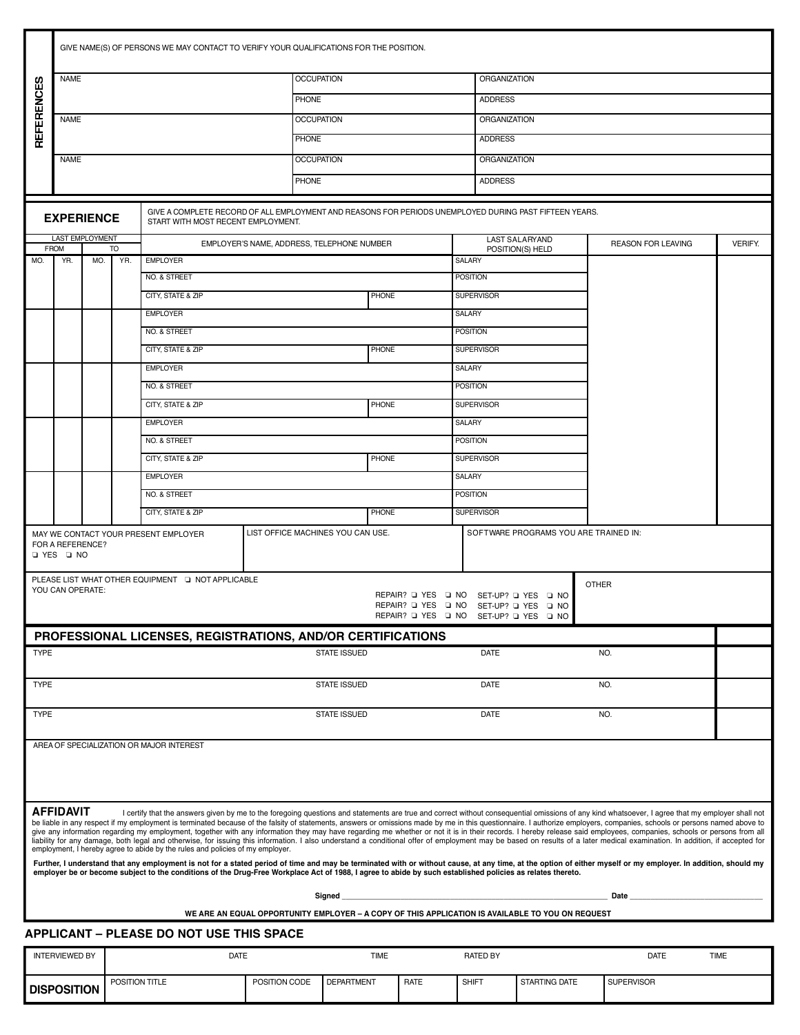## REFERENCES

GIVE NAME(S) OF PERSONS WE MAY CONTACT TO VERIFY YOUR QUALIFICATIONS FOR THE POSITION.

| | | |
|---|---|---|
| NAME | OCCUPATION | ORGANIZATION |
| | PHONE | ADDRESS |
| NAME | OCCUPATION | ORGANIZATION |
| | PHONE | ADDRESS |
| NAME | OCCUPATION | ORGANIZATION |
| | PHONE | ADDRESS |

## EXPERIENCE

GIVE A COMPLETE RECORD OF ALL EMPLOYMENT AND REASONS FOR PERIODS UNEMPLOYED DURING PAST FIFTEEN YEARS. START WITH MOST RECENT EMPLOYMENT.

| LAST EMPLOYMENT FROM | | TO | | EMPLOYER'S NAME, ADDRESS, TELEPHONE NUMBER | | LAST SALARY AND POSITION(S) HELD | REASON FOR LEAVING | VERIFY. |
|---|---|---|---|---|---|---|---|---|
| MO. | YR. | MO. | YR. | EMPLOYER | | SALARY | | |
| | | | | NO. & STREET | | POSITION | | |
| | | | | CITY, STATE & ZIP | PHONE | SUPERVISOR | | |
| | | | | EMPLOYER | | SALARY | | |
| | | | | NO. & STREET | | POSITION | | |
| | | | | CITY, STATE & ZIP | PHONE | SUPERVISOR | | |
| | | | | EMPLOYER | | SALARY | | |
| | | | | NO. & STREET | | POSITION | | |
| | | | | CITY, STATE & ZIP | PHONE | SUPERVISOR | | |
| | | | | EMPLOYER | | SALARY | | |
| | | | | NO. & STREET | | POSITION | | |
| | | | | CITY, STATE & ZIP | PHONE | SUPERVISOR | | |
| | | | | EMPLOYER | | SALARY | | |
| | | | | NO. & STREET | | POSITION | | |
| | | | | CITY, STATE & ZIP | PHONE | SUPERVISOR | | |

| | | |
|---|---|---|
| MAY WE CONTACT YOUR PRESENT EMPLOYER FOR A REFERENCE? ❑ YES ❑ NO | LIST OFFICE MACHINES YOU CAN USE. | SOFTWARE PROGRAMS YOU ARE TRAINED IN: |

PLEASE LIST WHAT OTHER EQUIPMENT YOU CAN OPERATE: ❑ NOT APPLICABLE

REPAIR? ❑ YES ❑ NO SET-UP? ❑ YES ❑ NO
REPAIR? ❑ YES ❑ NO SET-UP? ❑ YES ❑ NO
REPAIR? ❑ YES ❑ NO SET-UP? ❑ YES ❑ NO

OTHER

## PROFESSIONAL LICENSES, REGISTRATIONS, AND/OR CERTIFICATIONS

| | | | |
|---|---|---|---|
| TYPE | STATE ISSUED | DATE | NO. |
| TYPE | STATE ISSUED | DATE | NO. |
| TYPE | STATE ISSUED | DATE | NO. |

AREA OF SPECIALIZATION OR MAJOR INTEREST

**AFFIDAVIT** I certify that the answers given by me to the foregoing questions and statements are true and correct without consequential omissions of any kind whatsoever, I agree that my employer shall not be liable in any respect if my employment is terminated because of the falsity of statements, answers or omissions made by me in this questionnaire. I authorize employers, companies, schools or persons named above to give any information regarding my employment, together with any information they may have regarding me whether or not it is in their records. I hereby release said employees, companies, schools or persons from all liability for any damage, both legal and otherwise, for issuing this information. I also understand a conditional offer of employment may be based on results of a later medical examination. In addition, if accepted for employment, I hereby agree to abide by the rules and policies of my employer.

**Further, I understand that any employment is not for a stated period of time and may be terminated with or without cause, at any time, at the option of either myself or my employer. In addition, should my employer be or become subject to the conditions of the Drug-Free Workplace Act of 1988, I agree to abide by such established policies as relates thereto.**

**Signed** ______________________________ **Date** ______________

**WE ARE AN EQUAL OPPORTUNITY EMPLOYER – A COPY OF THIS APPLICATION IS AVAILABLE TO YOU ON REQUEST**

## APPLICANT – PLEASE DO NOT USE THIS SPACE

| INTERVIEWED BY | DATE | | TIME | | RATED BY | | DATE | TIME |
|---|---|---|---|---|---|---|---|---|
| **DISPOSITION** | POSITION TITLE | POSITION CODE | DEPARTMENT | RATE | SHIFT | STARTING DATE | SUPERVISOR | |